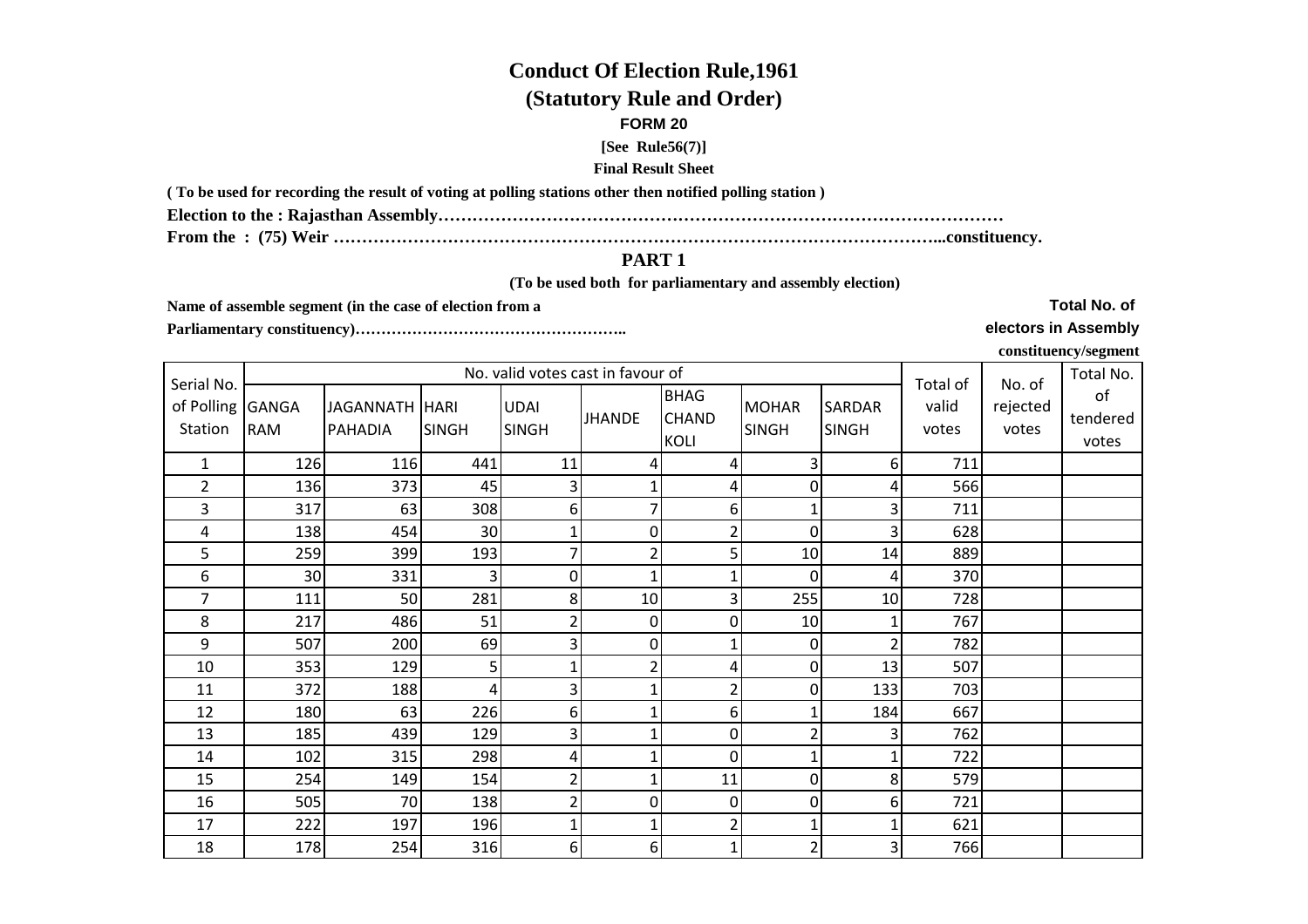# Conduct Of Election Rule,1961

## (Statutory Rule and Order)

**FORM 20**

**[See Rule56(7)]**

**Final Result Sheet**

**( To be used for recording the result of voting at polling stations other then notified polling station )**

**Election to the : Rajasthan Assembly………………………………………………………………………………………**

**From the : (75) Weir ……………………………………………………………………………………………...constituency.**

## PART 1

**(To be used both for parliamentary and assembly election)**

**Name of assemble segment (in the case of election from a Parliamentary constituency)……………………………………………..**

**Total No. of electors in Assembly constituency/segment**

| Serial No. of Polling Station | No. valid votes cast in favour of | | | | | | | | Total of valid votes | No. of rejected votes | Total No. of tendered votes |
|---|---|---|---|---|---|---|---|---|---|---|---|
| | GANGA RAM | JAGANNATH PAHADIA | HARI SINGH | UDAI SINGH | JHANDE | BHAG CHAND KOLI | MOHAR SINGH | SARDAR SINGH | | | |
| 1 | 126 | 116 | 441 | 11 | 4 | 4 | 3 | 6 | 711 | | |
| 2 | 136 | 373 | 45 | 3 | 1 | 4 | 0 | 4 | 566 | | |
| 3 | 317 | 63 | 308 | 6 | 7 | 6 | 1 | 3 | 711 | | |
| 4 | 138 | 454 | 30 | 1 | 0 | 2 | 0 | 3 | 628 | | |
| 5 | 259 | 399 | 193 | 7 | 2 | 5 | 10 | 14 | 889 | | |
| 6 | 30 | 331 | 3 | 0 | 1 | 1 | 0 | 4 | 370 | | |
| 7 | 111 | 50 | 281 | 8 | 10 | 3 | 255 | 10 | 728 | | |
| 8 | 217 | 486 | 51 | 2 | 0 | 0 | 10 | 1 | 767 | | |
| 9 | 507 | 200 | 69 | 3 | 0 | 1 | 0 | 2 | 782 | | |
| 10 | 353 | 129 | 5 | 1 | 2 | 4 | 0 | 13 | 507 | | |
| 11 | 372 | 188 | 4 | 3 | 1 | 2 | 0 | 133 | 703 | | |
| 12 | 180 | 63 | 226 | 6 | 1 | 6 | 1 | 184 | 667 | | |
| 13 | 185 | 439 | 129 | 3 | 1 | 0 | 2 | 3 | 762 | | |
| 14 | 102 | 315 | 298 | 4 | 1 | 0 | 1 | 1 | 722 | | |
| 15 | 254 | 149 | 154 | 2 | 1 | 11 | 0 | 8 | 579 | | |
| 16 | 505 | 70 | 138 | 2 | 0 | 0 | 0 | 6 | 721 | | |
| 17 | 222 | 197 | 196 | 1 | 1 | 2 | 1 | 1 | 621 | | |
| 18 | 178 | 254 | 316 | 6 | 6 | 1 | 2 | 3 | 766 | | |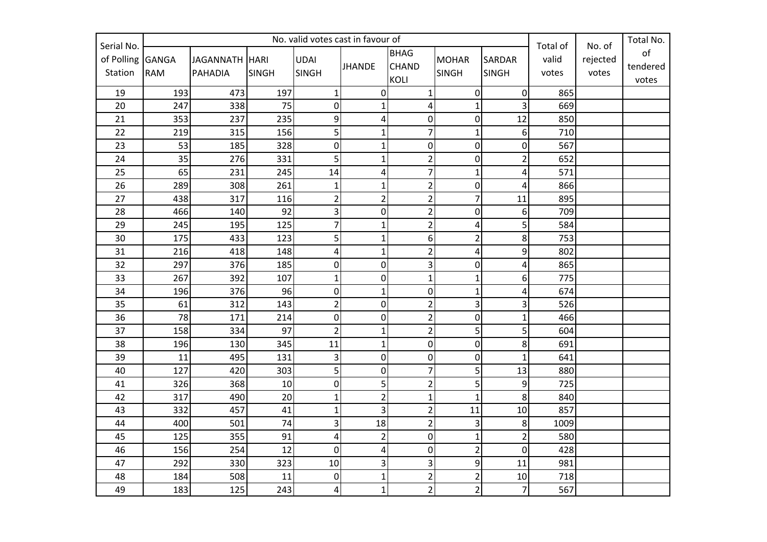| Serial No. of Polling Station | No. valid votes cast in favour of | | | | | | | | Total of valid votes | No. of rejected votes | Total No. of tendered votes |
|---|---|---|---|---|---|---|---|---|---|---|---|
| | GANGA RAM | JAGANNATH PAHADIA | HARI SINGH | UDAI SINGH | JHANDE | BHAG CHAND KOLI | MOHAR SINGH | SARDAR SINGH | | | |
| 19 | 193 | 473 | 197 | 1 | 0 | 1 | 0 | 0 | 865 | | |
| 20 | 247 | 338 | 75 | 0 | 1 | 4 | 1 | 3 | 669 | | |
| 21 | 353 | 237 | 235 | 9 | 4 | 0 | 0 | 12 | 850 | | |
| 22 | 219 | 315 | 156 | 5 | 1 | 7 | 1 | 6 | 710 | | |
| 23 | 53 | 185 | 328 | 0 | 1 | 0 | 0 | 0 | 567 | | |
| 24 | 35 | 276 | 331 | 5 | 1 | 2 | 0 | 2 | 652 | | |
| 25 | 65 | 231 | 245 | 14 | 4 | 7 | 1 | 4 | 571 | | |
| 26 | 289 | 308 | 261 | 1 | 1 | 2 | 0 | 4 | 866 | | |
| 27 | 438 | 317 | 116 | 2 | 2 | 2 | 7 | 11 | 895 | | |
| 28 | 466 | 140 | 92 | 3 | 0 | 2 | 0 | 6 | 709 | | |
| 29 | 245 | 195 | 125 | 7 | 1 | 2 | 4 | 5 | 584 | | |
| 30 | 175 | 433 | 123 | 5 | 1 | 6 | 2 | 8 | 753 | | |
| 31 | 216 | 418 | 148 | 4 | 1 | 2 | 4 | 9 | 802 | | |
| 32 | 297 | 376 | 185 | 0 | 0 | 3 | 0 | 4 | 865 | | |
| 33 | 267 | 392 | 107 | 1 | 0 | 1 | 1 | 6 | 775 | | |
| 34 | 196 | 376 | 96 | 0 | 1 | 0 | 1 | 4 | 674 | | |
| 35 | 61 | 312 | 143 | 2 | 0 | 2 | 3 | 3 | 526 | | |
| 36 | 78 | 171 | 214 | 0 | 0 | 2 | 0 | 1 | 466 | | |
| 37 | 158 | 334 | 97 | 2 | 1 | 2 | 5 | 5 | 604 | | |
| 38 | 196 | 130 | 345 | 11 | 1 | 0 | 0 | 8 | 691 | | |
| 39 | 11 | 495 | 131 | 3 | 0 | 0 | 0 | 1 | 641 | | |
| 40 | 127 | 420 | 303 | 5 | 0 | 7 | 5 | 13 | 880 | | |
| 41 | 326 | 368 | 10 | 0 | 5 | 2 | 5 | 9 | 725 | | |
| 42 | 317 | 490 | 20 | 1 | 2 | 1 | 1 | 8 | 840 | | |
| 43 | 332 | 457 | 41 | 1 | 3 | 2 | 11 | 10 | 857 | | |
| 44 | 400 | 501 | 74 | 3 | 18 | 2 | 3 | 8 | 1009 | | |
| 45 | 125 | 355 | 91 | 4 | 2 | 0 | 1 | 2 | 580 | | |
| 46 | 156 | 254 | 12 | 0 | 4 | 0 | 2 | 0 | 428 | | |
| 47 | 292 | 330 | 323 | 10 | 3 | 3 | 9 | 11 | 981 | | |
| 48 | 184 | 508 | 11 | 0 | 1 | 2 | 2 | 10 | 718 | | |
| 49 | 183 | 125 | 243 | 4 | 1 | 2 | 2 | 7 | 567 | | |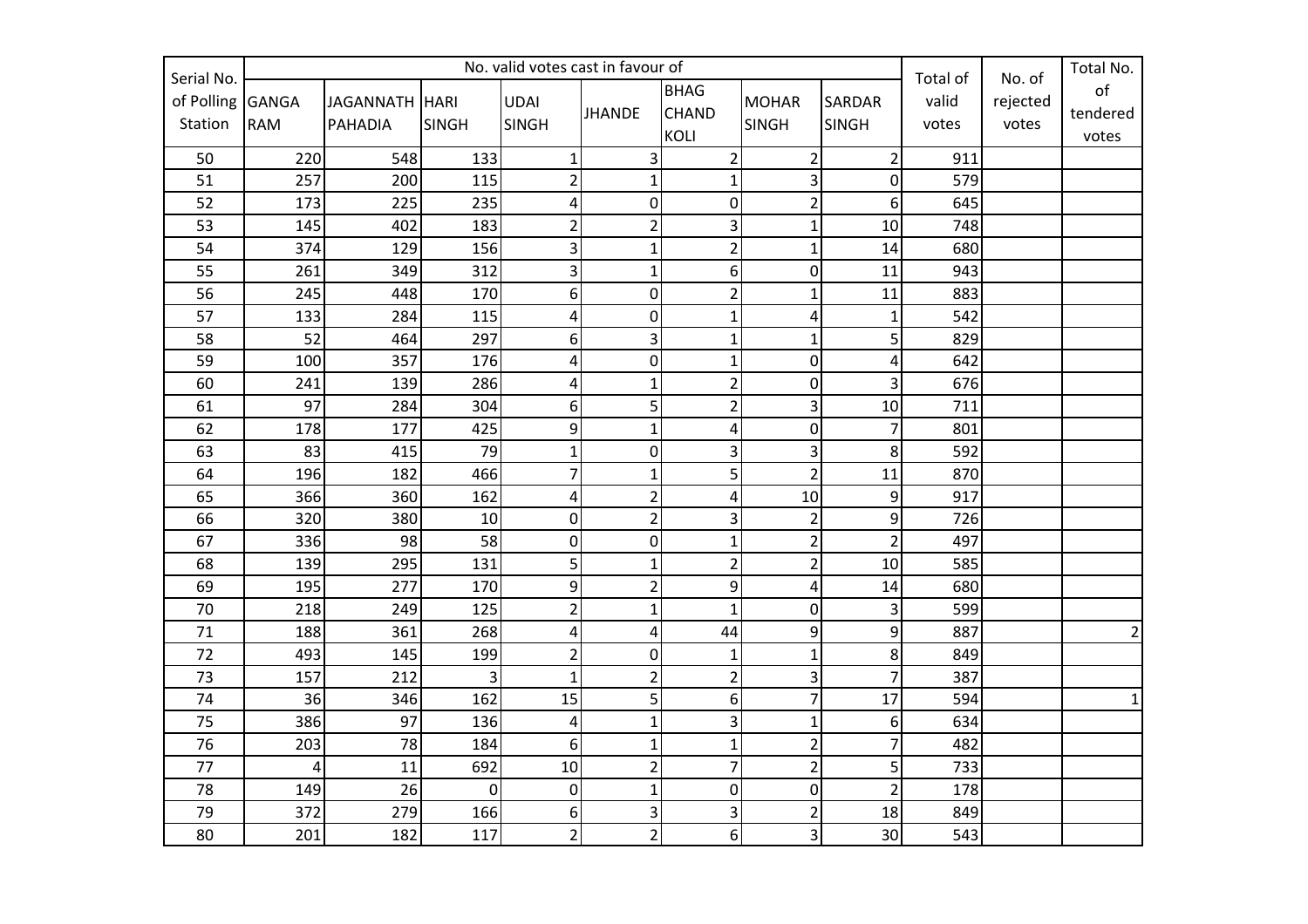| Serial No. of Polling Station | No. valid votes cast in favour of | | | | | | | | Total of valid votes | No. of rejected votes | Total No. of tendered votes |
|---|---|---|---|---|---|---|---|---|---|---|---|
| | GANGA RAM | JAGANNATH PAHADIA | HARI SINGH | UDAI SINGH | JHANDE | BHAG CHAND KOLI | MOHAR SINGH | SARDAR SINGH | | | |
| 50 | 220 | 548 | 133 | 1 | 3 | 2 | 2 | 2 | 911 | | |
| 51 | 257 | 200 | 115 | 2 | 1 | 1 | 3 | 0 | 579 | | |
| 52 | 173 | 225 | 235 | 4 | 0 | 0 | 2 | 6 | 645 | | |
| 53 | 145 | 402 | 183 | 2 | 2 | 3 | 1 | 10 | 748 | | |
| 54 | 374 | 129 | 156 | 3 | 1 | 2 | 1 | 14 | 680 | | |
| 55 | 261 | 349 | 312 | 3 | 1 | 6 | 0 | 11 | 943 | | |
| 56 | 245 | 448 | 170 | 6 | 0 | 2 | 1 | 11 | 883 | | |
| 57 | 133 | 284 | 115 | 4 | 0 | 1 | 4 | 1 | 542 | | |
| 58 | 52 | 464 | 297 | 6 | 3 | 1 | 1 | 5 | 829 | | |
| 59 | 100 | 357 | 176 | 4 | 0 | 1 | 0 | 4 | 642 | | |
| 60 | 241 | 139 | 286 | 4 | 1 | 2 | 0 | 3 | 676 | | |
| 61 | 97 | 284 | 304 | 6 | 5 | 2 | 3 | 10 | 711 | | |
| 62 | 178 | 177 | 425 | 9 | 1 | 4 | 0 | 7 | 801 | | |
| 63 | 83 | 415 | 79 | 1 | 0 | 3 | 3 | 8 | 592 | | |
| 64 | 196 | 182 | 466 | 7 | 1 | 5 | 2 | 11 | 870 | | |
| 65 | 366 | 360 | 162 | 4 | 2 | 4 | 10 | 9 | 917 | | |
| 66 | 320 | 380 | 10 | 0 | 2 | 3 | 2 | 9 | 726 | | |
| 67 | 336 | 98 | 58 | 0 | 0 | 1 | 2 | 2 | 497 | | |
| 68 | 139 | 295 | 131 | 5 | 1 | 2 | 2 | 10 | 585 | | |
| 69 | 195 | 277 | 170 | 9 | 2 | 9 | 4 | 14 | 680 | | |
| 70 | 218 | 249 | 125 | 2 | 1 | 1 | 0 | 3 | 599 | | |
| 71 | 188 | 361 | 268 | 4 | 4 | 44 | 9 | 9 | 887 | | 2 |
| 72 | 493 | 145 | 199 | 2 | 0 | 1 | 1 | 8 | 849 | | |
| 73 | 157 | 212 | 3 | 1 | 2 | 2 | 3 | 7 | 387 | | |
| 74 | 36 | 346 | 162 | 15 | 5 | 6 | 7 | 17 | 594 | | 1 |
| 75 | 386 | 97 | 136 | 4 | 1 | 3 | 1 | 6 | 634 | | |
| 76 | 203 | 78 | 184 | 6 | 1 | 1 | 2 | 7 | 482 | | |
| 77 | 4 | 11 | 692 | 10 | 2 | 7 | 2 | 5 | 733 | | |
| 78 | 149 | 26 | 0 | 0 | 1 | 0 | 0 | 2 | 178 | | |
| 79 | 372 | 279 | 166 | 6 | 3 | 3 | 2 | 18 | 849 | | |
| 80 | 201 | 182 | 117 | 2 | 2 | 6 | 3 | 30 | 543 | | |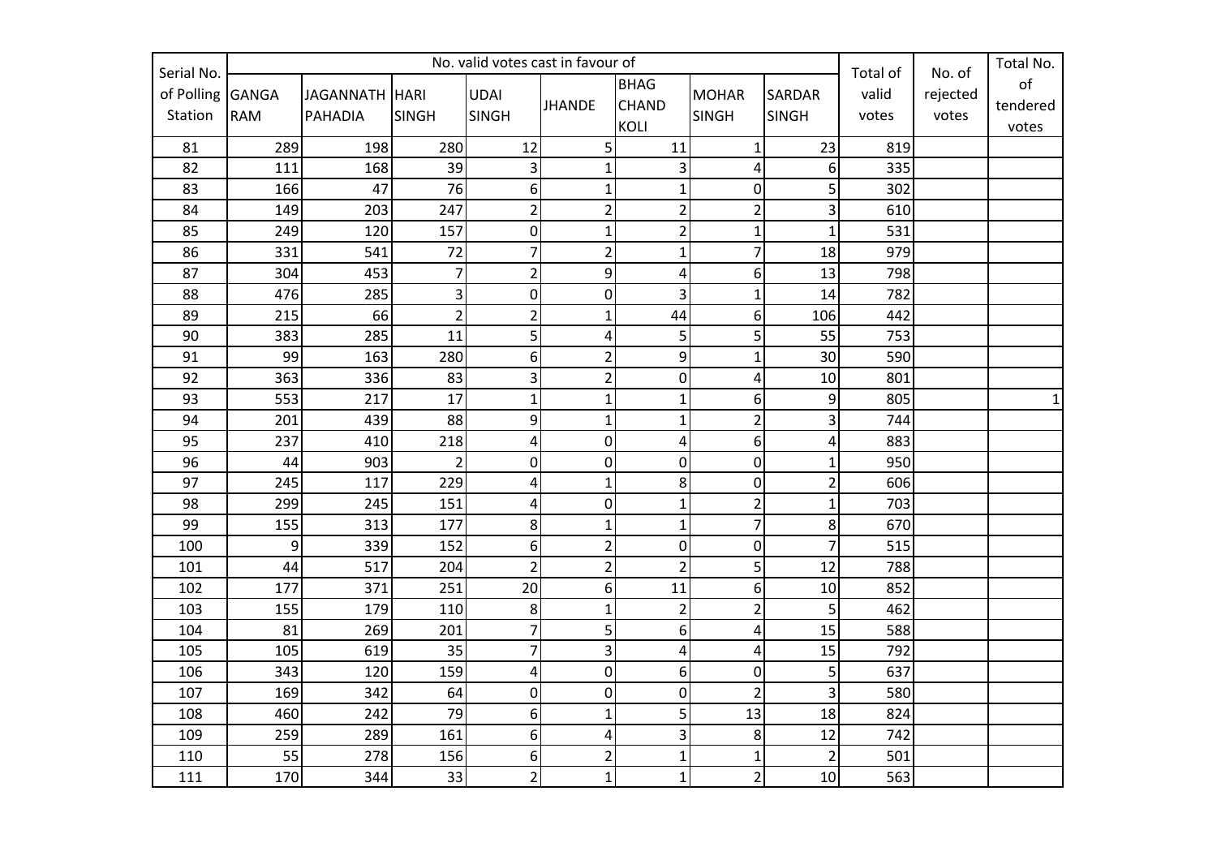| Serial No. of Polling Station | No. valid votes cast in favour of | | | | | | | | Total of valid votes | No. of rejected votes | Total No. of tendered votes |
|---|---|---|---|---|---|---|---|---|---|---|---|
| | GANGA RAM | JAGANNATH PAHADIA | HARI SINGH | UDAI SINGH | JHANDE | BHAG CHAND KOLI | MOHAR SINGH | SARDAR SINGH | | | |
| 81 | 289 | 198 | 280 | 12 | 5 | 11 | 1 | 23 | 819 | | |
| 82 | 111 | 168 | 39 | 3 | 1 | 3 | 4 | 6 | 335 | | |
| 83 | 166 | 47 | 76 | 6 | 1 | 1 | 0 | 5 | 302 | | |
| 84 | 149 | 203 | 247 | 2 | 2 | 2 | 2 | 3 | 610 | | |
| 85 | 249 | 120 | 157 | 0 | 1 | 2 | 1 | 1 | 531 | | |
| 86 | 331 | 541 | 72 | 7 | 2 | 1 | 7 | 18 | 979 | | |
| 87 | 304 | 453 | 7 | 2 | 9 | 4 | 6 | 13 | 798 | | |
| 88 | 476 | 285 | 3 | 0 | 0 | 3 | 1 | 14 | 782 | | |
| 89 | 215 | 66 | 2 | 2 | 1 | 44 | 6 | 106 | 442 | | |
| 90 | 383 | 285 | 11 | 5 | 4 | 5 | 5 | 55 | 753 | | |
| 91 | 99 | 163 | 280 | 6 | 2 | 9 | 1 | 30 | 590 | | |
| 92 | 363 | 336 | 83 | 3 | 2 | 0 | 4 | 10 | 801 | | |
| 93 | 553 | 217 | 17 | 1 | 1 | 1 | 6 | 9 | 805 | | 1 |
| 94 | 201 | 439 | 88 | 9 | 1 | 1 | 2 | 3 | 744 | | |
| 95 | 237 | 410 | 218 | 4 | 0 | 4 | 6 | 4 | 883 | | |
| 96 | 44 | 903 | 2 | 0 | 0 | 0 | 0 | 1 | 950 | | |
| 97 | 245 | 117 | 229 | 4 | 1 | 8 | 0 | 2 | 606 | | |
| 98 | 299 | 245 | 151 | 4 | 0 | 1 | 2 | 1 | 703 | | |
| 99 | 155 | 313 | 177 | 8 | 1 | 1 | 7 | 8 | 670 | | |
| 100 | 9 | 339 | 152 | 6 | 2 | 0 | 0 | 7 | 515 | | |
| 101 | 44 | 517 | 204 | 2 | 2 | 2 | 5 | 12 | 788 | | |
| 102 | 177 | 371 | 251 | 20 | 6 | 11 | 6 | 10 | 852 | | |
| 103 | 155 | 179 | 110 | 8 | 1 | 2 | 2 | 5 | 462 | | |
| 104 | 81 | 269 | 201 | 7 | 5 | 6 | 4 | 15 | 588 | | |
| 105 | 105 | 619 | 35 | 7 | 3 | 4 | 4 | 15 | 792 | | |
| 106 | 343 | 120 | 159 | 4 | 0 | 6 | 0 | 5 | 637 | | |
| 107 | 169 | 342 | 64 | 0 | 0 | 0 | 2 | 3 | 580 | | |
| 108 | 460 | 242 | 79 | 6 | 1 | 5 | 13 | 18 | 824 | | |
| 109 | 259 | 289 | 161 | 6 | 4 | 3 | 8 | 12 | 742 | | |
| 110 | 55 | 278 | 156 | 6 | 2 | 1 | 1 | 2 | 501 | | |
| 111 | 170 | 344 | 33 | 2 | 1 | 1 | 2 | 10 | 563 | | |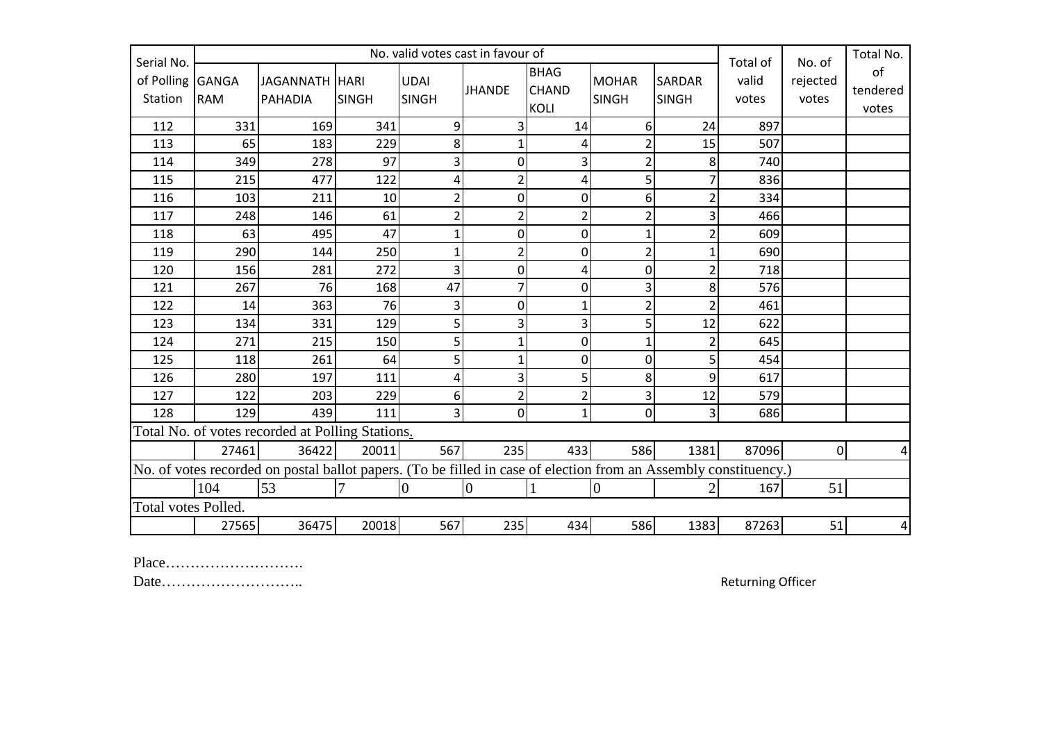| Serial No. of Polling Station | No. valid votes cast in favour of | | | | | | | | Total of valid votes | No. of rejected votes | Total No. of tendered votes |
|---|---|---|---|---|---|---|---|---|---|---|---|
| | GANGA RAM | JAGANNATH PAHADIA | HARI SINGH | UDAI SINGH | JHANDE | BHAG CHAND KOLI | MOHAR SINGH | SARDAR SINGH | | | |
| 112 | 331 | 169 | 341 | 9 | 3 | 14 | 6 | 24 | 897 | | |
| 113 | 65 | 183 | 229 | 8 | 1 | 4 | 2 | 15 | 507 | | |
| 114 | 349 | 278 | 97 | 3 | 0 | 3 | 2 | 8 | 740 | | |
| 115 | 215 | 477 | 122 | 4 | 2 | 4 | 5 | 7 | 836 | | |
| 116 | 103 | 211 | 10 | 2 | 0 | 0 | 6 | 2 | 334 | | |
| 117 | 248 | 146 | 61 | 2 | 2 | 2 | 2 | 3 | 466 | | |
| 118 | 63 | 495 | 47 | 1 | 0 | 0 | 1 | 2 | 609 | | |
| 119 | 290 | 144 | 250 | 1 | 2 | 0 | 2 | 1 | 690 | | |
| 120 | 156 | 281 | 272 | 3 | 0 | 4 | 0 | 2 | 718 | | |
| 121 | 267 | 76 | 168 | 47 | 7 | 0 | 3 | 8 | 576 | | |
| 122 | 14 | 363 | 76 | 3 | 0 | 1 | 2 | 2 | 461 | | |
| 123 | 134 | 331 | 129 | 5 | 3 | 3 | 5 | 12 | 622 | | |
| 124 | 271 | 215 | 150 | 5 | 1 | 0 | 1 | 2 | 645 | | |
| 125 | 118 | 261 | 64 | 5 | 1 | 0 | 0 | 5 | 454 | | |
| 126 | 280 | 197 | 111 | 4 | 3 | 5 | 8 | 9 | 617 | | |
| 127 | 122 | 203 | 229 | 6 | 2 | 2 | 3 | 12 | 579 | | |
| 128 | 129 | 439 | 111 | 3 | 0 | 1 | 0 | 3 | 686 | | |
| Total No. of votes recorded at Polling Stations. | | | | | | | | | | | |
| | 27461 | 36422 | 20011 | 567 | 235 | 433 | 586 | 1381 | 87096 | 0 | 4 |
| No. of votes recorded on postal ballot papers. (To be filled in case of election from an Assembly constituency.) | | | | | | | | | | | |
| | 104 | 53 | 7 | 0 | 0 | 1 | 0 | 2 | 167 | 51 | |
| Total votes Polled. | | | | | | | | | | | |
| | 27565 | 36475 | 20018 | 567 | 235 | 434 | 586 | 1383 | 87263 | 51 | 4 |

Place……………………….

Date………………………..

Returning Officer